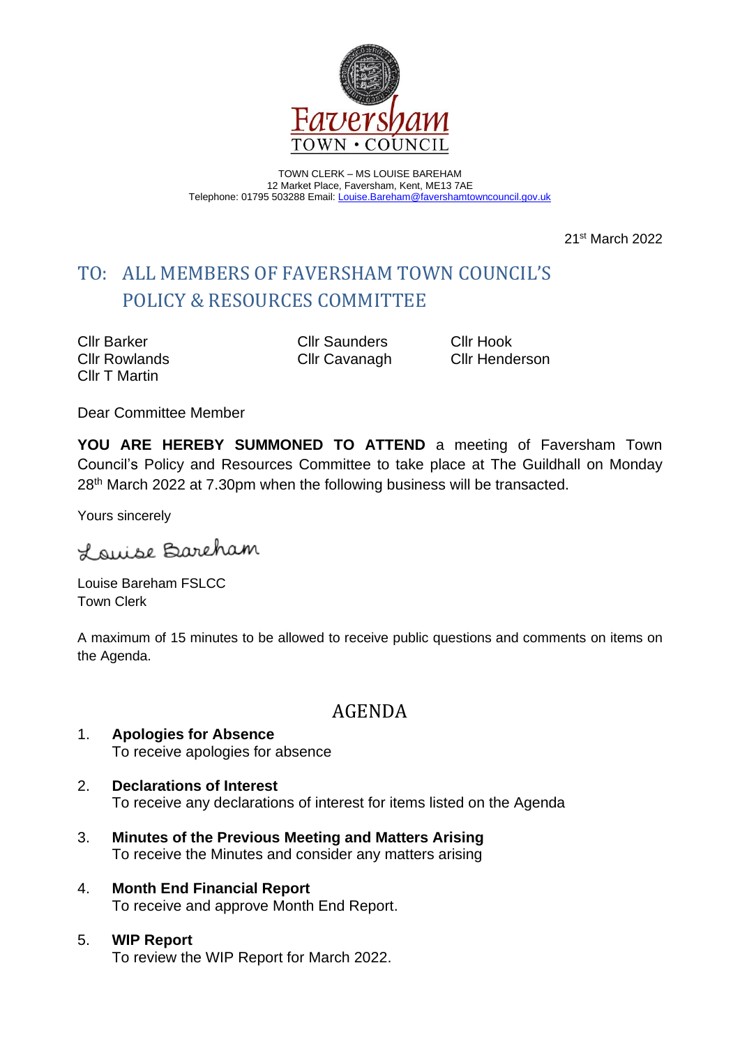Faversham
TOWN • COUNCIL

TOWN CLERK – MS LOUISE BAREHAM
12 Market Place, Faversham, Kent, ME13 7AE
Telephone: 01795 503288 Email: Louise.Bareham@favershamtowncouncil.gov.uk

21st March 2022

# TO: ALL MEMBERS OF FAVERSHAM TOWN COUNCIL'S POLICY & RESOURCES COMMITTEE

Cllr Barker
Cllr Rowlands
Cllr T Martin
Cllr Saunders
Cllr Cavanagh
Cllr Hook
Cllr Henderson

Dear Committee Member

**YOU ARE HEREBY SUMMONED TO ATTEND** a meeting of Faversham Town Council's Policy and Resources Committee to take place at The Guildhall on Monday 28th March 2022 at 7.30pm when the following business will be transacted.

Yours sincerely

Louise Bareham

Louise Bareham FSLCC
Town Clerk

A maximum of 15 minutes to be allowed to receive public questions and comments on items on the Agenda.

## AGENDA

1. **Apologies for Absence**
   To receive apologies for absence

2. **Declarations of Interest**
   To receive any declarations of interest for items listed on the Agenda

3. **Minutes of the Previous Meeting and Matters Arising**
   To receive the Minutes and consider any matters arising

4. **Month End Financial Report**
   To receive and approve Month End Report.

5. **WIP Report**
   To review the WIP Report for March 2022.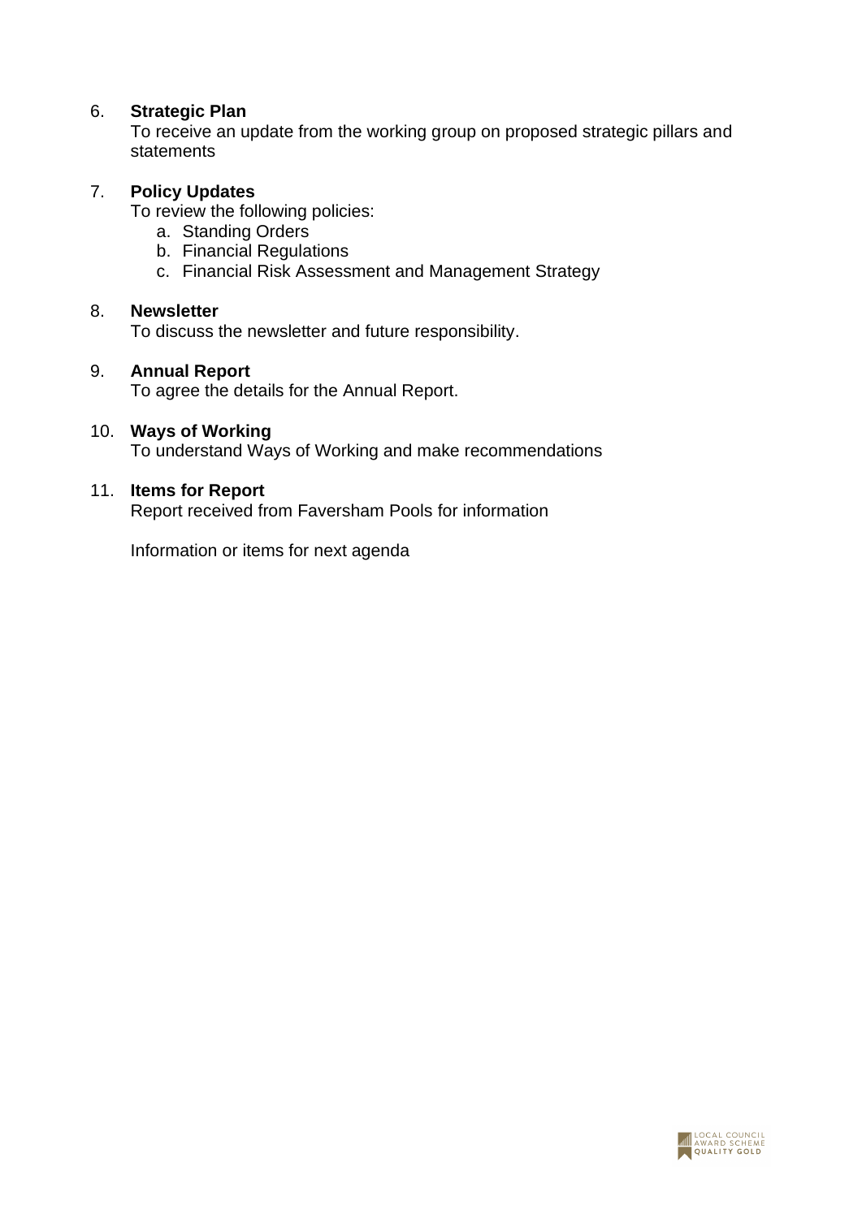6. **Strategic Plan**
   To receive an update from the working group on proposed strategic pillars and statements

7. **Policy Updates**
   To review the following policies:
   a. Standing Orders
   b. Financial Regulations
   c. Financial Risk Assessment and Management Strategy

8. **Newsletter**
   To discuss the newsletter and future responsibility.

9. **Annual Report**
   To agree the details for the Annual Report.

10. **Ways of Working**
    To understand Ways of Working and make recommendations

11. **Items for Report**
    Report received from Faversham Pools for information

    Information or items for next agenda

LOCAL COUNCIL AWARD SCHEME QUALITY GOLD